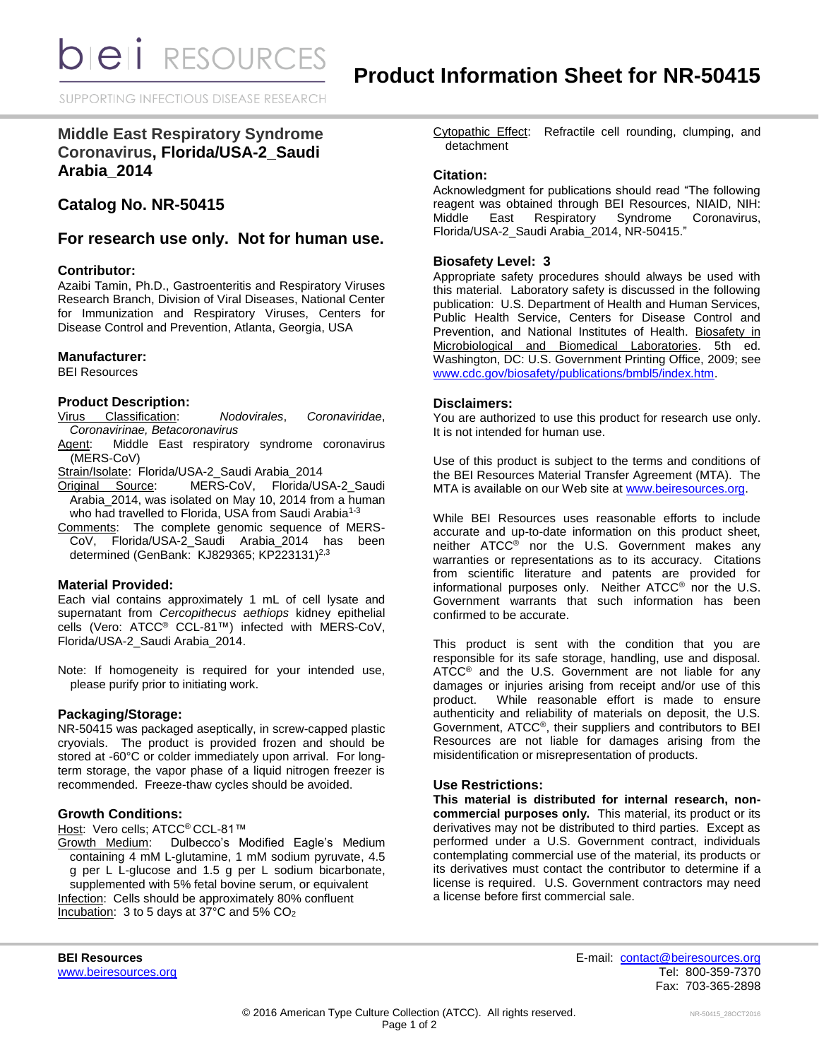# bei RESOURCES

SUPPORTING INFECTIOUS DISEASE RESEARCH

# Product Information Sheet for NR-50415

## Middle East Respiratory Syndrome Coronavirus, Florida/USA-2_Saudi Arabia_2014

## Catalog No. NR-50415

## For research use only. Not for human use.

### Contributor:

Azaibi Tamin, Ph.D., Gastroenteritis and Respiratory Viruses Research Branch, Division of Viral Diseases, National Center for Immunization and Respiratory Viruses, Centers for Disease Control and Prevention, Atlanta, Georgia, USA

### Manufacturer:

BEI Resources

### Product Description:

Virus Classification: *Nodovirales*, *Coronaviridae*, *Coronavirinae, Betacoronavirus*

Agent: Middle East respiratory syndrome coronavirus (MERS-CoV)

Strain/Isolate: Florida/USA-2_Saudi Arabia_2014

Original Source: MERS-CoV, Florida/USA-2_Saudi Arabia_2014, was isolated on May 10, 2014 from a human who had travelled to Florida, USA from Saudi Arabia[1-3]

Comments: The complete genomic sequence of MERS-CoV, Florida/USA-2_Saudi Arabia_2014 has been determined (GenBank: KJ829365; KP223131)[2,3]

### Material Provided:

Each vial contains approximately 1 mL of cell lysate and supernatant from *Cercopithecus aethiops* kidney epithelial cells (Vero: ATCC® CCL-81™) infected with MERS-CoV, Florida/USA-2_Saudi Arabia_2014.

Note: If homogeneity is required for your intended use, please purify prior to initiating work.

### Packaging/Storage:

NR-50415 was packaged aseptically, in screw-capped plastic cryovials. The product is provided frozen and should be stored at -60°C or colder immediately upon arrival. For long-term storage, the vapor phase of a liquid nitrogen freezer is recommended. Freeze-thaw cycles should be avoided.

### Growth Conditions:

Host: Vero cells; ATCC® CCL-81™

Growth Medium: Dulbecco's Modified Eagle's Medium containing 4 mM L-glutamine, 1 mM sodium pyruvate, 4.5 g per L L-glucose and 1.5 g per L sodium bicarbonate, supplemented with 5% fetal bovine serum, or equivalent

Infection: Cells should be approximately 80% confluent

Incubation: 3 to 5 days at 37°C and 5% $CO_2$

Cytopathic Effect: Refractile cell rounding, clumping, and detachment

### Citation:

Acknowledgment for publications should read "The following reagent was obtained through BEI Resources, NIAID, NIH: Middle East Respiratory Syndrome Coronavirus, Florida/USA-2_Saudi Arabia_2014, NR-50415."

### Biosafety Level: 3

Appropriate safety procedures should always be used with this material. Laboratory safety is discussed in the following publication: U.S. Department of Health and Human Services, Public Health Service, Centers for Disease Control and Prevention, and National Institutes of Health. Biosafety in Microbiological and Biomedical Laboratories. 5th ed. Washington, DC: U.S. Government Printing Office, 2009; see www.cdc.gov/biosafety/publications/bmbl5/index.htm.

### Disclaimers:

You are authorized to use this product for research use only. It is not intended for human use.

Use of this product is subject to the terms and conditions of the BEI Resources Material Transfer Agreement (MTA). The MTA is available on our Web site at www.beiresources.org.

While BEI Resources uses reasonable efforts to include accurate and up-to-date information on this product sheet, neither ATCC® nor the U.S. Government makes any warranties or representations as to its accuracy. Citations from scientific literature and patents are provided for informational purposes only. Neither ATCC® nor the U.S. Government warrants that such information has been confirmed to be accurate.

This product is sent with the condition that you are responsible for its safe storage, handling, use and disposal. ATCC® and the U.S. Government are not liable for any damages or injuries arising from receipt and/or use of this product. While reasonable effort is made to ensure authenticity and reliability of materials on deposit, the U.S. Government, ATCC®, their suppliers and contributors to BEI Resources are not liable for damages arising from the misidentification or misrepresentation of products.

### Use Restrictions:

**This material is distributed for internal research, non-commercial purposes only.** This material, its product or its derivatives may not be distributed to third parties. Except as performed under a U.S. Government contract, individuals contemplating commercial use of the material, its products or its derivatives must contact the contributor to determine if a license is required. U.S. Government contractors may need a license before first commercial sale.

**BEI Resources**
www.beiresources.org

E-mail: contact@beiresources.org
Tel: 800-359-7370
Fax: 703-365-2898

© 2016 American Type Culture Collection (ATCC). All rights reserved.

NR-50415_28OCT2016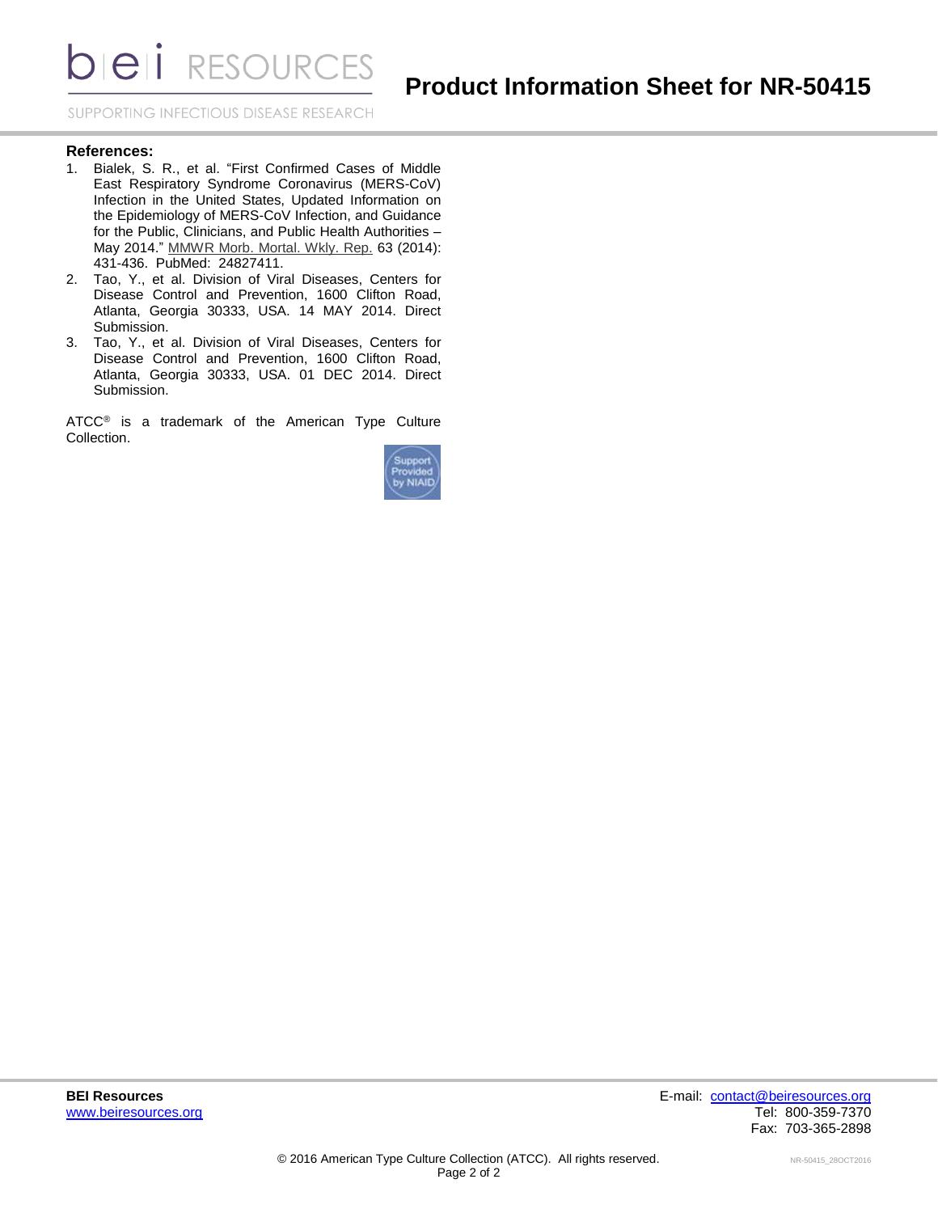**References:**

1. Bialek, S. R., et al. "First Confirmed Cases of Middle East Respiratory Syndrome Coronavirus (MERS-CoV) Infection in the United States, Updated Information on the Epidemiology of MERS-CoV Infection, and Guidance for the Public, Clinicians, and Public Health Authorities – May 2014." MMWR Morb. Mortal. Wkly. Rep. 63 (2014): 431-436. PubMed: 24827411.
2. Tao, Y., et al. Division of Viral Diseases, Centers for Disease Control and Prevention, 1600 Clifton Road, Atlanta, Georgia 30333, USA. 14 MAY 2014. Direct Submission.
3. Tao, Y., et al. Division of Viral Diseases, Centers for Disease Control and Prevention, 1600 Clifton Road, Atlanta, Georgia 30333, USA. 01 DEC 2014. Direct Submission.

ATCC® is a trademark of the American Type Culture Collection.

Support Provided by NIAID

**BEI Resources**
www.beiresources.org

E-mail: contact@beiresources.org
Tel: 800-359-7370
Fax: 703-365-2898

© 2016 American Type Culture Collection (ATCC). All rights reserved.

NR-50415_28OCT2016